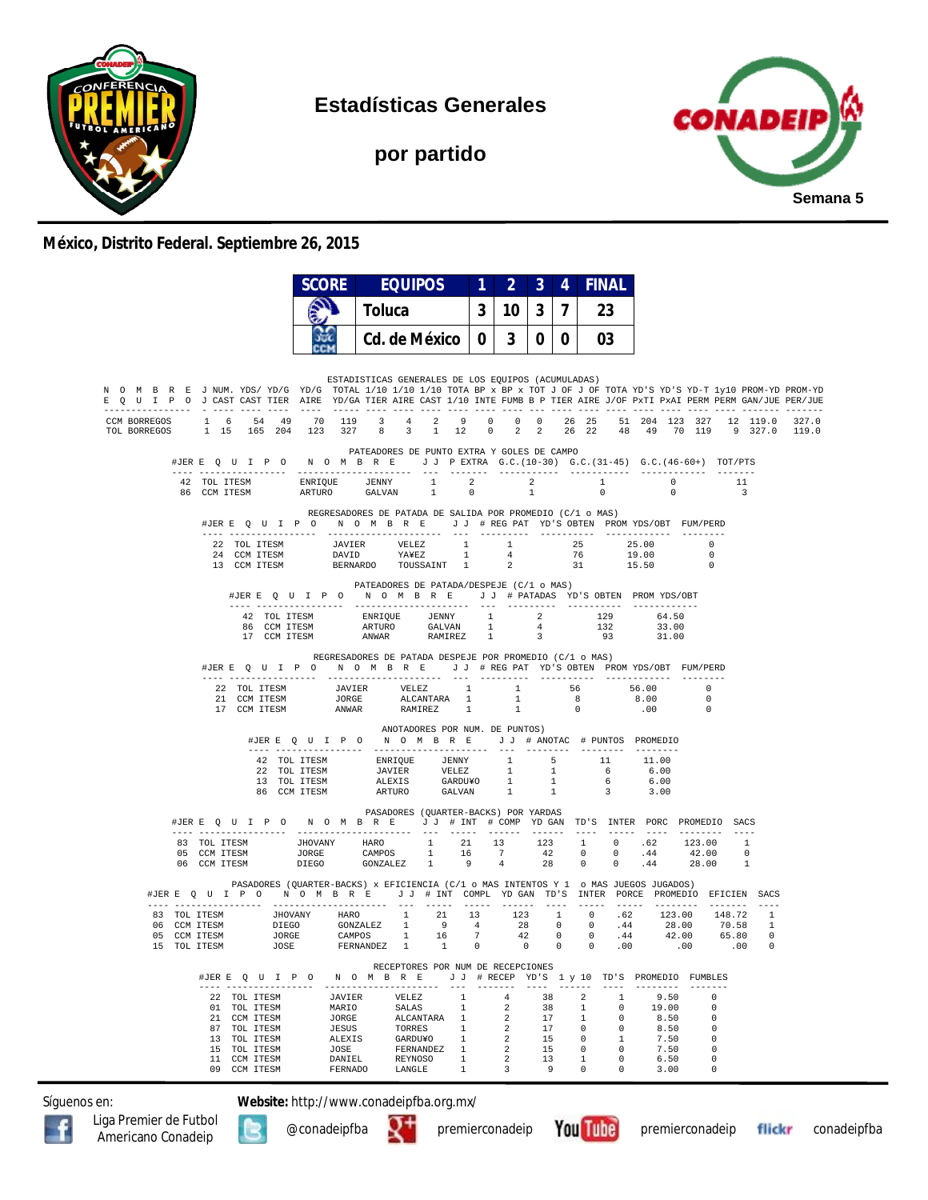# Estadísticas Generales

## por partido

Semana 5

**México, Distrito Federal. Septiembre 26, 2015**

| SCORE | EQUIPOS | 1 | 2 | 3 | 4 | FINAL |
|---|---|---|---|---|---|---|
| | Toluca | 3 | 10 | 3 | 7 | 23 |
| | Cd. de México | 0 | 3 | 0 | 0 | 03 |

### ESTADISTICAS GENERALES DE LOS EQUIPOS (ACUMULADAS)

| N O M B R E E Q U I P O | J J | NUM. CAST | YDS/ CAST | YD/G TIER | YD/G AIRE | TOTAL YD/GA | 1/10 TIER | 1/10 AIRE | 1/10 CAST | TOTA 1/10 | BP x INTE | BP x FUMB | TOT B P | J OF TIER | J OF AIRE | TOTA J/OF | YD'S PxTI | YD'S PxAI | YD-T PERM | 1y10 PERM | PROM-YD GAN/JUE | PROM-YD PER/JUE |
|---|---|---|---|---|---|---|---|---|---|---|---|---|---|---|---|---|---|---|---|---|---|---|
| CCM BORREGOS | 1 | 6 | 54 | 49 | 70 | 119 | 3 | 4 | 2 | 9 | 0 | 0 | 0 | 26 | 25 | 51 | 204 | 123 | 327 | 12 | 119.0 | 327.0 |
| TOL BORREGOS | 1 | 15 | 165 | 204 | 123 | 327 | 8 | 3 | 1 | 12 | 0 | 2 | 2 | 26 | 22 | 48 | 49 | 70 | 119 | 9 | 327.0 | 119.0 |

### PATEADORES DE PUNTO EXTRA Y GOLES DE CAMPO

| #JER | E Q U I P O | N O M B R E | | J J | P EXTRA | G.C.(10-30) | G.C.(31-45) | G.C.(46-60+) | TOT/PTS |
|---|---|---|---|---|---|---|---|---|---|
| 42 | TOL ITESM | ENRIQUE | JENNY | 1 | 2 | 2 | 1 | 0 | 11 |
| 86 | CCM ITESM | ARTURO | GALVAN | 1 | 0 | 1 | 0 | 0 | 3 |

### REGRESADORES DE PATADA DE SALIDA POR PROMEDIO (C/1 o MAS)

| #JER | E Q U I P O | N O M B R E | | J J | # REG PAT | YD'S OBTEN | PROM YDS/OBT | FUM/PERD |
|---|---|---|---|---|---|---|---|---|
| 22 | TOL ITESM | JAVIER | VELEZ | 1 | 1 | 25 | 25.00 | 0 |
| 24 | CCM ITESM | DAVID | YA¥EZ | 1 | 4 | 76 | 19.00 | 0 |
| 13 | CCM ITESM | BERNARDO | TOUSSAINT | 1 | 2 | 31 | 15.50 | 0 |

### PATEADORES DE PATADA/DESPEJE (C/1 o MAS)

| #JER | E Q U I P O | N O M B R E | | J J | # PATADAS | YD'S OBTEN | PROM YDS/OBT |
|---|---|---|---|---|---|---|---|
| 42 | TOL ITESM | ENRIQUE | JENNY | 1 | 2 | 129 | 64.50 |
| 86 | CCM ITESM | ARTURO | GALVAN | 1 | 4 | 132 | 33.00 |
| 17 | CCM ITESM | ANWAR | RAMIREZ | 1 | 3 | 93 | 31.00 |

### REGRESADORES DE PATADA DESPEJE POR PROMEDIO (C/1 o MAS)

| #JER | E Q U I P O | N O M B R E | | J J | # REG PAT | YD'S OBTEN | PROM YDS/OBT | FUM/PERD |
|---|---|---|---|---|---|---|---|---|
| 22 | TOL ITESM | JAVIER | VELEZ | 1 | 1 | 56 | 56.00 | 0 |
| 21 | CCM ITESM | JORGE | ALCANTARA | 1 | 1 | 8 | 8.00 | 0 |
| 17 | CCM ITESM | ANWAR | RAMIREZ | 1 | 1 | 0 | .00 | 0 |

### ANOTADORES POR NUM. DE PUNTOS)

| #JER | E Q U I P O | N O M B R E | | J J | # ANOTAC | # PUNTOS | PROMEDIO |
|---|---|---|---|---|---|---|---|
| 42 | TOL ITESM | ENRIQUE | JENNY | 1 | 5 | 11 | 11.00 |
| 22 | TOL ITESM | JAVIER | VELEZ | 1 | 1 | 6 | 6.00 |
| 13 | TOL ITESM | ALEXIS | GARDU¥O | 1 | 1 | 6 | 6.00 |
| 86 | CCM ITESM | ARTURO | GALVAN | 1 | 1 | 3 | 3.00 |

### PASADORES (QUARTER-BACKS) POR YARDAS

| #JER | E Q U I P O | N O M B R E | | J J | # INT | # COMP | YD GAN | TD'S | INTER | PORC | PROMEDIO | SACS |
|---|---|---|---|---|---|---|---|---|---|---|---|---|
| 83 | TOL ITESM | JHOVANY | HARO | 1 | 21 | 13 | 123 | 1 | 0 | .62 | 123.00 | 1 |
| 05 | CCM ITESM | JORGE | CAMPOS | 1 | 16 | 7 | 42 | 0 | 0 | .44 | 42.00 | 0 |
| 06 | CCM ITESM | DIEGO | GONZALEZ | 1 | 9 | 4 | 28 | 0 | 0 | .44 | 28.00 | 1 |

### PASADORES (QUARTER-BACKS) x EFICIENCIA (C/1 o MAS INTENTOS Y 1 o MAS JUEGOS JUGADOS)

| #JER | E Q U I P O | N O M B R E | | J J | # INT | COMPL | YD GAN | TD'S | INTER | PORCE | PROMEDIO | EFICIEN | SACS |
|---|---|---|---|---|---|---|---|---|---|---|---|---|---|
| 83 | TOL ITESM | JHOVANY | HARO | 1 | 21 | 13 | 123 | 1 | 0 | .62 | 123.00 | 148.72 | 1 |
| 06 | CCM ITESM | DIEGO | GONZALEZ | 1 | 9 | 4 | 28 | 0 | 0 | .44 | 28.00 | 70.58 | 1 |
| 05 | CCM ITESM | JORGE | CAMPOS | 1 | 16 | 7 | 42 | 0 | 0 | .44 | 42.00 | 65.80 | 0 |
| 15 | TOL ITESM | JOSE | FERNANDEZ | 1 | 1 | 0 | 0 | 0 | 0 | .00 | .00 | .00 | 0 |

### RECEPTORES POR NUM DE RECEPCIONES

| #JER | E Q U I P O | N O M B R E | | J J | # RECEP | YD'S | 1 y 10 | TD'S | PROMEDIO | FUMBLES |
|---|---|---|---|---|---|---|---|---|---|---|
| 22 | TOL ITESM | JAVIER | VELEZ | 1 | 4 | 38 | 2 | 1 | 9.50 | 0 |
| 01 | TOL ITESM | MARIO | SALAS | 1 | 2 | 38 | 1 | 0 | 19.00 | 0 |
| 21 | CCM ITESM | JORGE | ALCANTARA | 1 | 2 | 17 | 1 | 0 | 8.50 | 0 |
| 87 | TOL ITESM | JESUS | TORRES | 1 | 2 | 17 | 0 | 0 | 8.50 | 0 |
| 13 | TOL ITESM | ALEXIS | GARDU¥O | 1 | 2 | 15 | 0 | 1 | 7.50 | 0 |
| 15 | TOL ITESM | JOSE | FERNANDEZ | 1 | 2 | 15 | 0 | 0 | 7.50 | 0 |
| 11 | CCM ITESM | DANIEL | REYNOSO | 1 | 2 | 13 | 1 | 0 | 6.50 | 0 |
| 09 | CCM ITESM | FERNADO | LANGLE | 1 | 3 | 9 | 0 | 0 | 3.00 | 0 |

Síguenos en: **Website:** http://www.conadeipfba.org.mx/

Liga Premier de Futbol Americano Conadeip | @conadeipfba | premierconadeip | premierconadeip | conadeipfba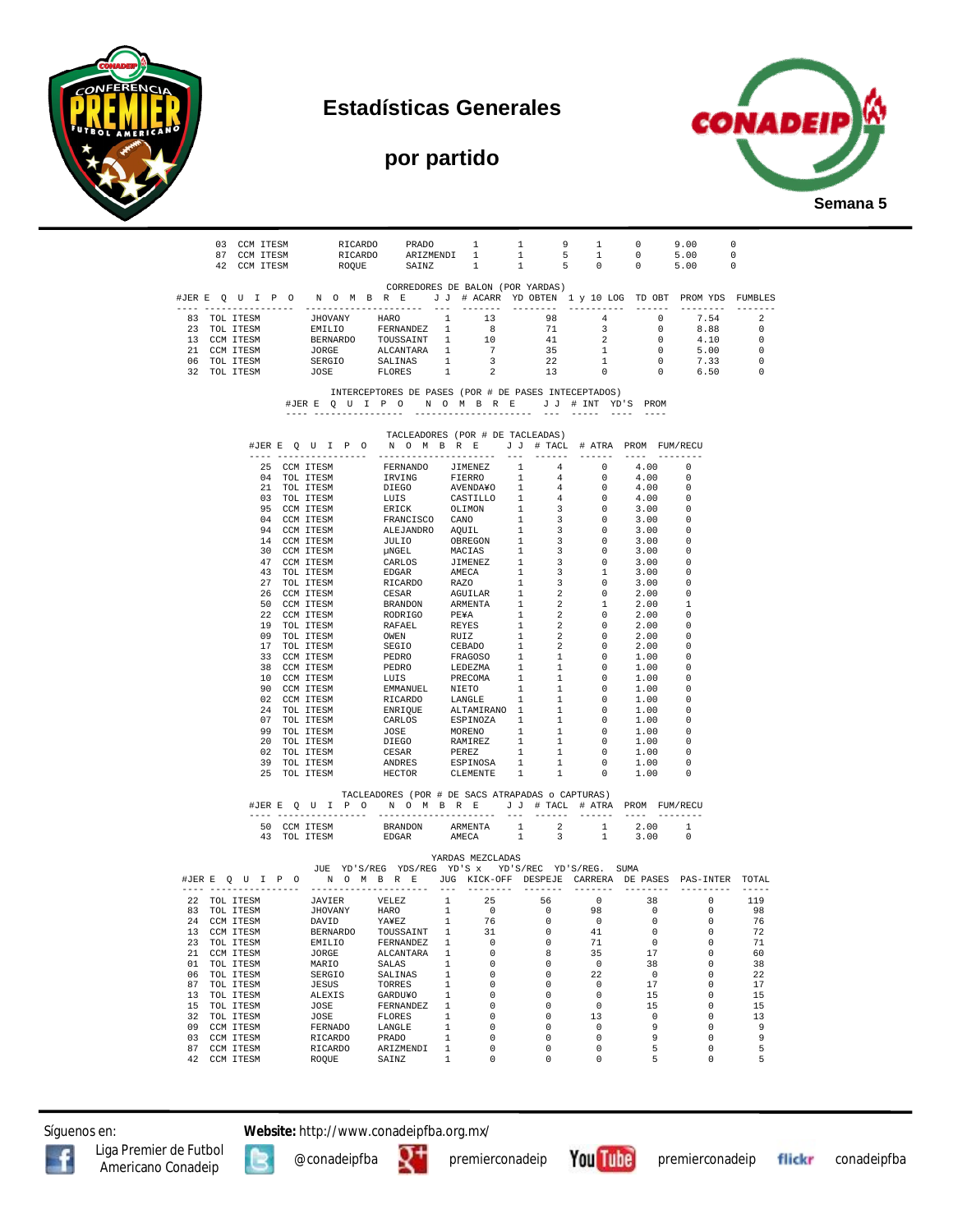# Estadísticas Generales

## por partido

Semana 5

| | | | | | | | | | | |
|---|---|---|---|---|---|---|---|---|---|---|
| 03 | CCM ITESM | RICARDO | PRADO | 1 | 1 | 9 | 1 | 0 | 9.00 | 0 |
| 87 | CCM ITESM | RICARDO | ARIZMENDI | 1 | 1 | 5 | 1 | 0 | 5.00 | 0 |
| 42 | CCM ITESM | ROQUE | SAINZ | 1 | 1 | 5 | 0 | 0 | 5.00 | 0 |

CORREDORES DE BALON (POR YARDAS)

| #JER | E Q U I P O | N O M B R E | | J J | # ACARR | YD OBTEN | 1 y 10 LOG | TD OBT | PROM YDS | FUMBLES |
|---|---|---|---|---|---|---|---|---|---|---|
| 83 | TOL ITESM | JHOVANY | HARO | 1 | 13 | 98 | 4 | 0 | 7.54 | 2 |
| 23 | TOL ITESM | EMILIO | FERNANDEZ | 1 | 8 | 71 | 3 | 0 | 8.88 | 0 |
| 13 | CCM ITESM | BERNARDO | TOUSSAINT | 1 | 10 | 41 | 2 | 0 | 4.10 | 0 |
| 21 | CCM ITESM | JORGE | ALCANTARA | 1 | 7 | 35 | 1 | 0 | 5.00 | 0 |
| 06 | TOL ITESM | SERGIO | SALINAS | 1 | 3 | 22 | 1 | 0 | 7.33 | 0 |
| 32 | TOL ITESM | JOSE | FLORES | 1 | 2 | 13 | 0 | 0 | 6.50 | 0 |

INTERCEPTORES DE PASES (POR # DE PASES INTECEPTADOS)

| #JER | E Q U I P O | N O M B R E | J J | # INT | YD'S | PROM |
|---|---|---|---|---|---|---|

TACLEADORES (POR # DE TACLEADAS)

| #JER | E Q U I P O | N O M B R E | | J J | # TACL | # ATRA | PROM | FUM/RECU |
|---|---|---|---|---|---|---|---|---|
| 25 | CCM ITESM | FERNANDO | JIMENEZ | 1 | 4 | 0 | 4.00 | 0 |
| 04 | TOL ITESM | IRVING | FIERRO | 1 | 4 | 0 | 4.00 | 0 |
| 21 | TOL ITESM | DIEGO | AVENDA¥O | 1 | 4 | 0 | 4.00 | 0 |
| 03 | TOL ITESM | LUIS | CASTILLO | 1 | 4 | 0 | 4.00 | 0 |
| 95 | CCM ITESM | ERICK | OLIMON | 1 | 3 | 0 | 3.00 | 0 |
| 04 | CCM ITESM | FRANCISCO | CANO | 1 | 3 | 0 | 3.00 | 0 |
| 94 | CCM ITESM | ALEJANDRO | AQUIL | 1 | 3 | 0 | 3.00 | 0 |
| 14 | CCM ITESM | JULIO | OBREGON | 1 | 3 | 0 | 3.00 | 0 |
| 30 | CCM ITESM | µNGEL | MACIAS | 1 | 3 | 0 | 3.00 | 0 |
| 47 | CCM ITESM | CARLOS | JIMENEZ | 1 | 3 | 0 | 3.00 | 0 |
| 43 | TOL ITESM | EDGAR | AMECA | 1 | 3 | 1 | 3.00 | 0 |
| 27 | TOL ITESM | RICARDO | RAZO | 1 | 3 | 0 | 3.00 | 0 |
| 26 | CCM ITESM | CESAR | AGUILAR | 1 | 2 | 0 | 2.00 | 0 |
| 50 | CCM ITESM | BRANDON | ARMENTA | 1 | 2 | 1 | 2.00 | 1 |
| 22 | CCM ITESM | RODRIGO | PE¥A | 1 | 2 | 0 | 2.00 | 0 |
| 19 | TOL ITESM | RAFAEL | REYES | 1 | 2 | 0 | 2.00 | 0 |
| 09 | TOL ITESM | OWEN | RUIZ | 1 | 2 | 0 | 2.00 | 0 |
| 17 | TOL ITESM | SEGIO | CEBADO | 1 | 2 | 0 | 2.00 | 0 |
| 33 | CCM ITESM | PEDRO | FRAGOSO | 1 | 1 | 0 | 1.00 | 0 |
| 38 | CCM ITESM | PEDRO | LEDEZMA | 1 | 1 | 0 | 1.00 | 0 |
| 10 | CCM ITESM | LUIS | PRECOMA | 1 | 1 | 0 | 1.00 | 0 |
| 90 | CCM ITESM | EMMANUEL | NIETO | 1 | 1 | 0 | 1.00 | 0 |
| 02 | CCM ITESM | RICARDO | LANGLE | 1 | 1 | 0 | 1.00 | 0 |
| 24 | TOL ITESM | ENRIQUE | ALTAMIRANO | 1 | 1 | 0 | 1.00 | 0 |
| 07 | TOL ITESM | CARLOS | ESPINOZA | 1 | 1 | 0 | 1.00 | 0 |
| 99 | TOL ITESM | JOSE | MORENO | 1 | 1 | 0 | 1.00 | 0 |
| 20 | TOL ITESM | DIEGO | RAMIREZ | 1 | 1 | 0 | 1.00 | 0 |
| 02 | TOL ITESM | CESAR | PEREZ | 1 | 1 | 0 | 1.00 | 0 |
| 39 | TOL ITESM | ANDRES | ESPINOSA | 1 | 1 | 0 | 1.00 | 0 |
| 25 | TOL ITESM | HECTOR | CLEMENTE | 1 | 1 | 0 | 1.00 | 0 |

TACLEADORES (POR # DE SACS ATRAPADAS o CAPTURAS)

| #JER | E Q U I P O | N O M B R E | | J J | # TACL | # ATRA | PROM | FUM/RECU |
|---|---|---|---|---|---|---|---|---|
| 50 | CCM ITESM | BRANDON | ARMENTA | 1 | 2 | 1 | 2.00 | 1 |
| 43 | TOL ITESM | EDGAR | AMECA | 1 | 3 | 1 | 3.00 | 0 |

YARDAS MEZCLADAS

| #JER | E Q U I P O | N O M B R E | | JUE JUG | YD'S/REG KICK-OFF | YDS/REG DESPEJE | YD'S x CARRERA | YD'S/REC DE PASES | YD'S/REG. PAS-INTER | SUMA TOTAL |
|---|---|---|---|---|---|---|---|---|---|---|
| 22 | TOL ITESM | JAVIER | VELEZ | 1 | 25 | 56 | 0 | 38 | 0 | 119 |
| 83 | TOL ITESM | JHOVANY | HARO | 1 | 0 | 0 | 98 | 0 | 0 | 98 |
| 24 | CCM ITESM | DAVID | YA¥EZ | 1 | 76 | 0 | 0 | 0 | 0 | 76 |
| 13 | CCM ITESM | BERNARDO | TOUSSAINT | 1 | 31 | 0 | 41 | 0 | 0 | 72 |
| 23 | TOL ITESM | EMILIO | FERNANDEZ | 1 | 0 | 0 | 71 | 0 | 0 | 71 |
| 21 | CCM ITESM | JORGE | ALCANTARA | 1 | 0 | 8 | 35 | 17 | 0 | 60 |
| 01 | TOL ITESM | MARIO | SALAS | 1 | 0 | 0 | 0 | 38 | 0 | 38 |
| 06 | TOL ITESM | SERGIO | SALINAS | 1 | 0 | 0 | 22 | 0 | 0 | 22 |
| 87 | TOL ITESM | JESUS | TORRES | 1 | 0 | 0 | 0 | 17 | 0 | 17 |
| 13 | TOL ITESM | ALEXIS | GARDU¥O | 1 | 0 | 0 | 0 | 15 | 0 | 15 |
| 15 | TOL ITESM | JOSE | FERNANDEZ | 1 | 0 | 0 | 0 | 15 | 0 | 15 |
| 32 | TOL ITESM | JOSE | FLORES | 1 | 0 | 0 | 13 | 0 | 0 | 13 |
| 09 | CCM ITESM | FERNADO | LANGLE | 1 | 0 | 0 | 0 | 9 | 0 | 9 |
| 03 | CCM ITESM | RICARDO | PRADO | 1 | 0 | 0 | 0 | 9 | 0 | 9 |
| 87 | CCM ITESM | RICARDO | ARIZMENDI | 1 | 0 | 0 | 0 | 5 | 0 | 5 |
| 42 | CCM ITESM | ROQUE | SAINZ | 1 | 0 | 0 | 0 | 5 | 0 | 5 |

Síguenos en: Liga Premier de Futbol Americano Conadeip

**Website:** http://www.conadeipfba.org.mx/

@conadeipfba premierconadeip premierconadeip conadeipfba